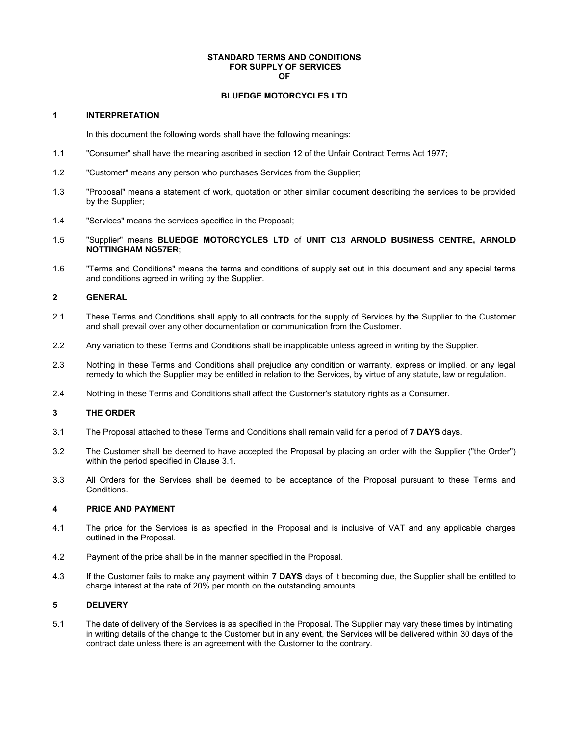**STANDARD TERMS AND CONDITIONS**
**FOR SUPPLY OF SERVICES**
**OF**

**BLUEDGE MOTORCYCLES LTD**

## 1 INTERPRETATION

In this document the following words shall have the following meanings:

1.1 "Consumer" shall have the meaning ascribed in section 12 of the Unfair Contract Terms Act 1977;

1.2 "Customer" means any person who purchases Services from the Supplier;

1.3 "Proposal" means a statement of work, quotation or other similar document describing the services to be provided by the Supplier;

1.4 "Services" means the services specified in the Proposal;

1.5 "Supplier" means **BLUEDGE MOTORCYCLES LTD** of **UNIT C13 ARNOLD BUSINESS CENTRE, ARNOLD NOTTINGHAM NG57ER**;

1.6 "Terms and Conditions" means the terms and conditions of supply set out in this document and any special terms and conditions agreed in writing by the Supplier.

## 2 GENERAL

2.1 These Terms and Conditions shall apply to all contracts for the supply of Services by the Supplier to the Customer and shall prevail over any other documentation or communication from the Customer.

2.2 Any variation to these Terms and Conditions shall be inapplicable unless agreed in writing by the Supplier.

2.3 Nothing in these Terms and Conditions shall prejudice any condition or warranty, express or implied, or any legal remedy to which the Supplier may be entitled in relation to the Services, by virtue of any statute, law or regulation.

2.4 Nothing in these Terms and Conditions shall affect the Customer's statutory rights as a Consumer.

## 3 THE ORDER

3.1 The Proposal attached to these Terms and Conditions shall remain valid for a period of **7 DAYS** days.

3.2 The Customer shall be deemed to have accepted the Proposal by placing an order with the Supplier ("the Order") within the period specified in Clause 3.1.

3.3 All Orders for the Services shall be deemed to be acceptance of the Proposal pursuant to these Terms and Conditions.

## 4 PRICE AND PAYMENT

4.1 The price for the Services is as specified in the Proposal and is inclusive of VAT and any applicable charges outlined in the Proposal.

4.2 Payment of the price shall be in the manner specified in the Proposal.

4.3 If the Customer fails to make any payment within **7 DAYS** days of it becoming due, the Supplier shall be entitled to charge interest at the rate of 20% per month on the outstanding amounts.

## 5 DELIVERY

5.1 The date of delivery of the Services is as specified in the Proposal. The Supplier may vary these times by intimating in writing details of the change to the Customer but in any event, the Services will be delivered within 30 days of the contract date unless there is an agreement with the Customer to the contrary.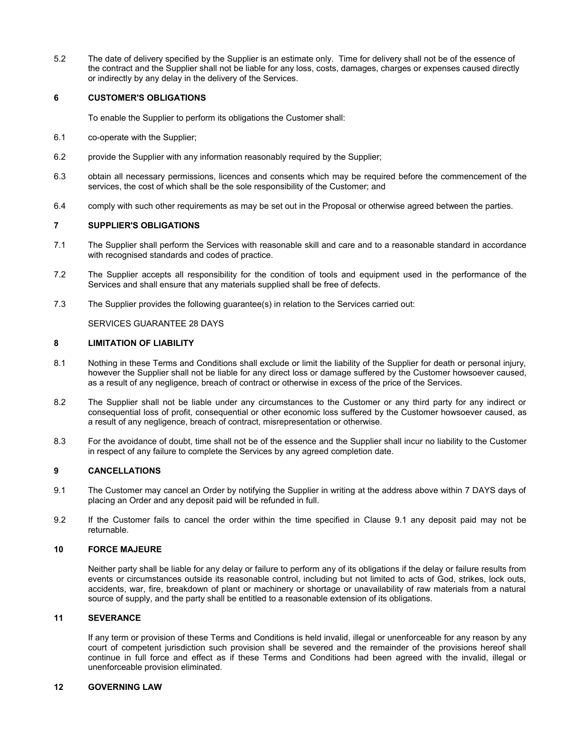5.2 The date of delivery specified by the Supplier is an estimate only. Time for delivery shall not be of the essence of the contract and the Supplier shall not be liable for any loss, costs, damages, charges or expenses caused directly or indirectly by any delay in the delivery of the Services.

## 6 CUSTOMER'S OBLIGATIONS

To enable the Supplier to perform its obligations the Customer shall:

6.1 co-operate with the Supplier;

6.2 provide the Supplier with any information reasonably required by the Supplier;

6.3 obtain all necessary permissions, licences and consents which may be required before the commencement of the services, the cost of which shall be the sole responsibility of the Customer; and

6.4 comply with such other requirements as may be set out in the Proposal or otherwise agreed between the parties.

## 7 SUPPLIER'S OBLIGATIONS

7.1 The Supplier shall perform the Services with reasonable skill and care and to a reasonable standard in accordance with recognised standards and codes of practice.

7.2 The Supplier accepts all responsibility for the condition of tools and equipment used in the performance of the Services and shall ensure that any materials supplied shall be free of defects.

7.3 The Supplier provides the following guarantee(s) in relation to the Services carried out:

SERVICES GUARANTEE 28 DAYS

## 8 LIMITATION OF LIABILITY

8.1 Nothing in these Terms and Conditions shall exclude or limit the liability of the Supplier for death or personal injury, however the Supplier shall not be liable for any direct loss or damage suffered by the Customer howsoever caused, as a result of any negligence, breach of contract or otherwise in excess of the price of the Services.

8.2 The Supplier shall not be liable under any circumstances to the Customer or any third party for any indirect or consequential loss of profit, consequential or other economic loss suffered by the Customer howsoever caused, as a result of any negligence, breach of contract, misrepresentation or otherwise.

8.3 For the avoidance of doubt, time shall not be of the essence and the Supplier shall incur no liability to the Customer in respect of any failure to complete the Services by any agreed completion date.

## 9 CANCELLATIONS

9.1 The Customer may cancel an Order by notifying the Supplier in writing at the address above within 7 DAYS days of placing an Order and any deposit paid will be refunded in full.

9.2 If the Customer fails to cancel the order within the time specified in Clause 9.1 any deposit paid may not be returnable.

## 10 FORCE MAJEURE

Neither party shall be liable for any delay or failure to perform any of its obligations if the delay or failure results from events or circumstances outside its reasonable control, including but not limited to acts of God, strikes, lock outs, accidents, war, fire, breakdown of plant or machinery or shortage or unavailability of raw materials from a natural source of supply, and the party shall be entitled to a reasonable extension of its obligations.

## 11 SEVERANCE

If any term or provision of these Terms and Conditions is held invalid, illegal or unenforceable for any reason by any court of competent jurisdiction such provision shall be severed and the remainder of the provisions hereof shall continue in full force and effect as if these Terms and Conditions had been agreed with the invalid, illegal or unenforceable provision eliminated.

## 12 GOVERNING LAW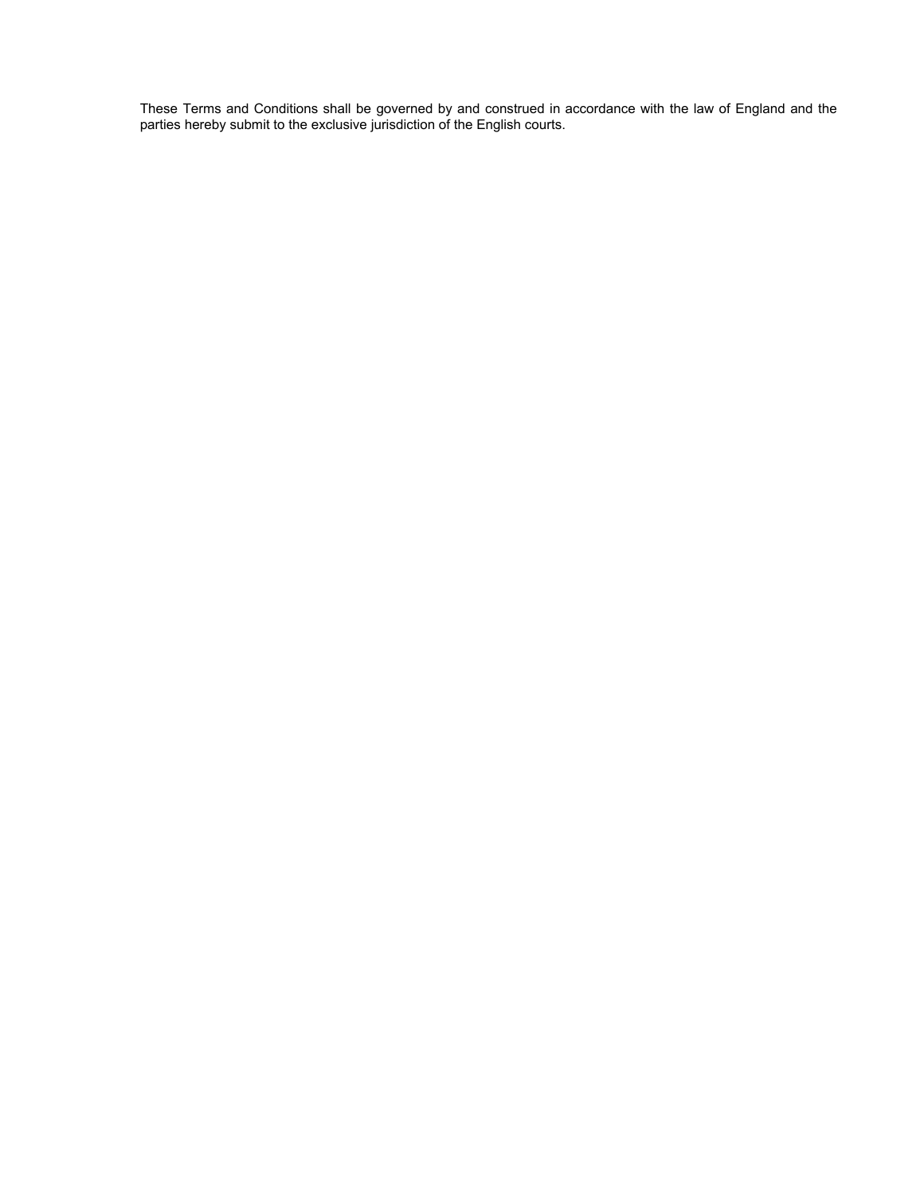These Terms and Conditions shall be governed by and construed in accordance with the law of England and the parties hereby submit to the exclusive jurisdiction of the English courts.